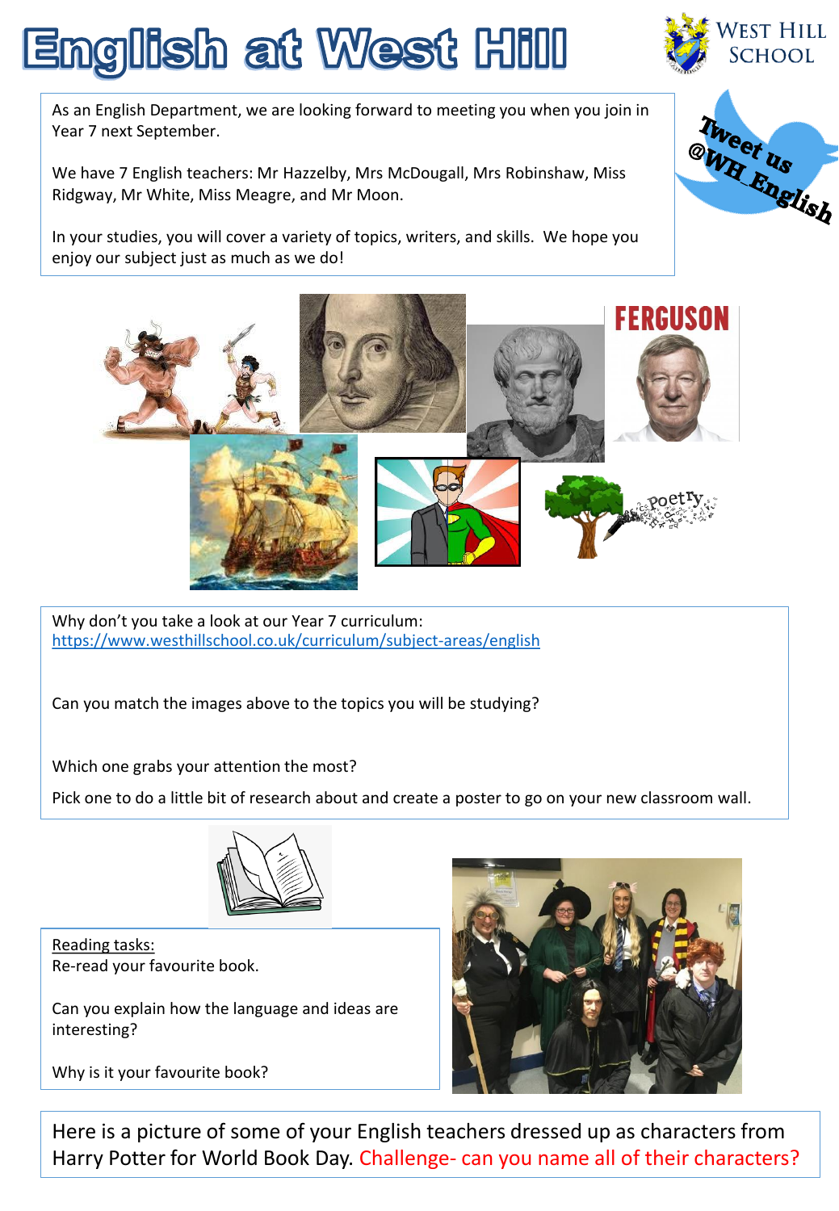# English at West Hill

West Hill School

As an English Department, we are looking forward to meeting you when you join in Year 7 next September.

We have 7 English teachers: Mr Hazzelby, Mrs McDougall, Mrs Robinshaw, Miss Ridgway, Mr White, Miss Meagre, and Mr Moon.

In your studies, you will cover a variety of topics, writers, and skills. We hope you enjoy our subject just as much as we do!

Tweet us @WH_English

Why don't you take a look at our Year 7 curriculum:
https://www.westhillschool.co.uk/curriculum/subject-areas/english

Can you match the images above to the topics you will be studying?

Which one grabs your attention the most?

Pick one to do a little bit of research about and create a poster to go on your new classroom wall.

Reading tasks:

Re-read your favourite book.

Can you explain how the language and ideas are interesting?

Why is it your favourite book?

Here is a picture of some of your English teachers dressed up as characters from Harry Potter for World Book Day. Challenge- can you name all of their characters?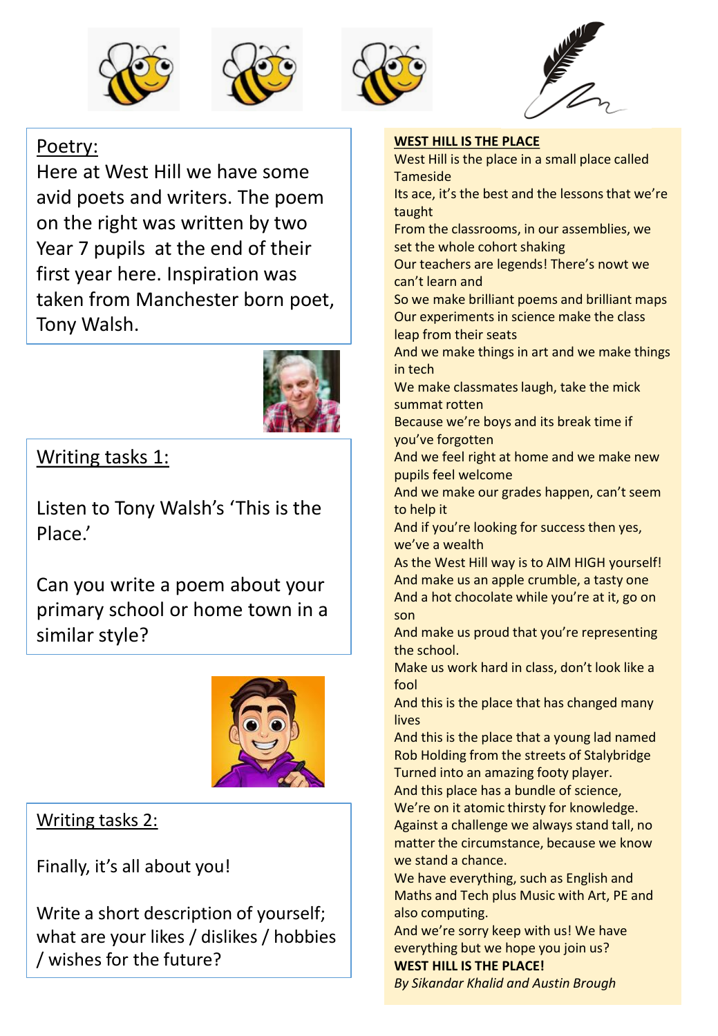## Poetry:

Here at West Hill we have some avid poets and writers. The poem on the right was written by two Year 7 pupils at the end of their first year here. Inspiration was taken from Manchester born poet, Tony Walsh.

## Writing tasks 1:

Listen to Tony Walsh's 'This is the Place.'

Can you write a poem about your primary school or home town in a similar style?

## Writing tasks 2:

Finally, it's all about you!

Write a short description of yourself; what are your likes / dislikes / hobbies / wishes for the future?

**WEST HILL IS THE PLACE**

West Hill is the place in a small place called Tameside
Its ace, it's the best and the lessons that we're taught
From the classrooms, in our assemblies, we set the whole cohort shaking
Our teachers are legends! There's nowt we can't learn and
So we make brilliant poems and brilliant maps
Our experiments in science make the class leap from their seats
And we make things in art and we make things in tech
We make classmates laugh, take the mick summat rotten
Because we're boys and its break time if you've forgotten
And we feel right at home and we make new pupils feel welcome
And we make our grades happen, can't seem to help it
And if you're looking for success then yes, we've a wealth
As the West Hill way is to AIM HIGH yourself!
And make us an apple crumble, a tasty one
And a hot chocolate while you're at it, go on son
And make us proud that you're representing the school.
Make us work hard in class, don't look like a fool
And this is the place that has changed many lives
And this is the place that a young lad named Rob Holding from the streets of Stalybridge
Turned into an amazing footy player.
And this place has a bundle of science,
We're on it atomic thirsty for knowledge.
Against a challenge we always stand tall, no matter the circumstance, because we know we stand a chance.
We have everything, such as English and Maths and Tech plus Music with Art, PE and also computing.
And we're sorry keep with us! We have everything but we hope you join us?
**WEST HILL IS THE PLACE!**
*By Sikandar Khalid and Austin Brough*